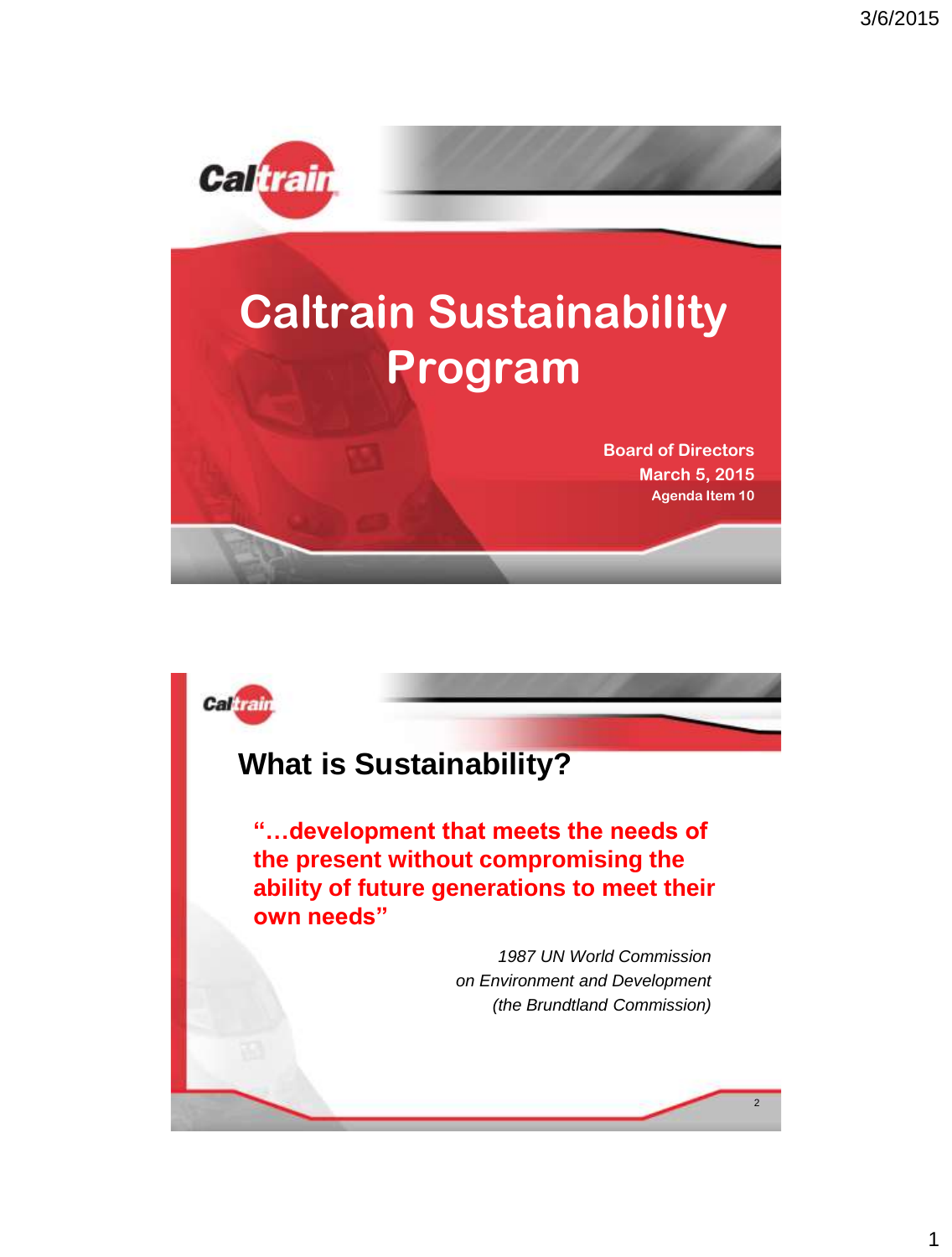# Caltrain Sustainability Program

Board of Directors
March 5, 2015
Agenda Item 10

## What is Sustainability?

**"…development that meets the needs of the present without compromising the ability of future generations to meet their own needs"**

*1987 UN World Commission on Environment and Development (the Brundtland Commission)*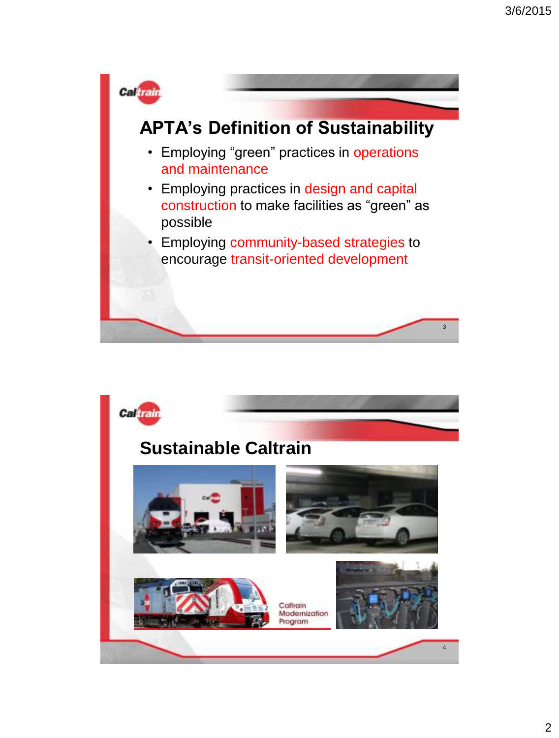## APTA's Definition of Sustainability

- Employing "green" practices in operations and maintenance
- Employing practices in design and capital construction to make facilities as "green" as possible
- Employing community-based strategies to encourage transit-oriented development

## Sustainable Caltrain

Caltrain Modernization Program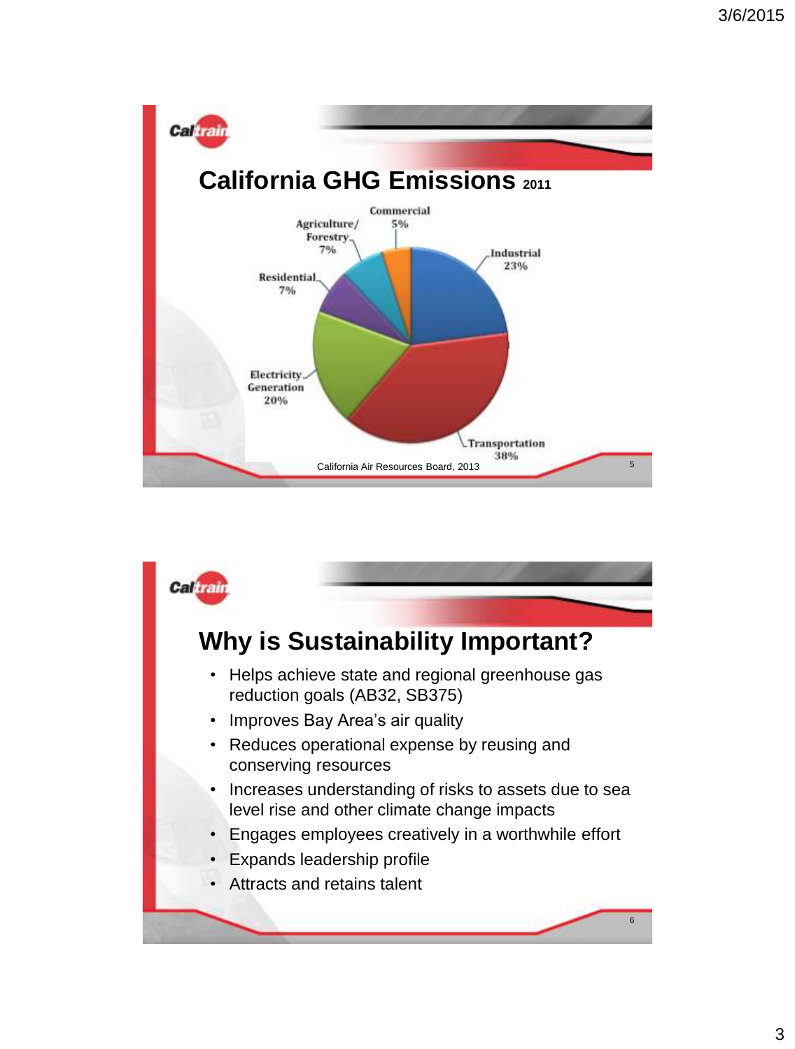## California GHG Emissions 2011

- Commercial 5%
- Agriculture/Forestry 7%
- Residential 7%
- Electricity Generation 20%
- Industrial 23%
- Transportation 38%

California Air Resources Board, 2013

## Why is Sustainability Important?

- Helps achieve state and regional greenhouse gas reduction goals (AB32, SB375)
- Improves Bay Area's air quality
- Reduces operational expense by reusing and conserving resources
- Increases understanding of risks to assets due to sea level rise and other climate change impacts
- Engages employees creatively in a worthwhile effort
- Expands leadership profile
- Attracts and retains talent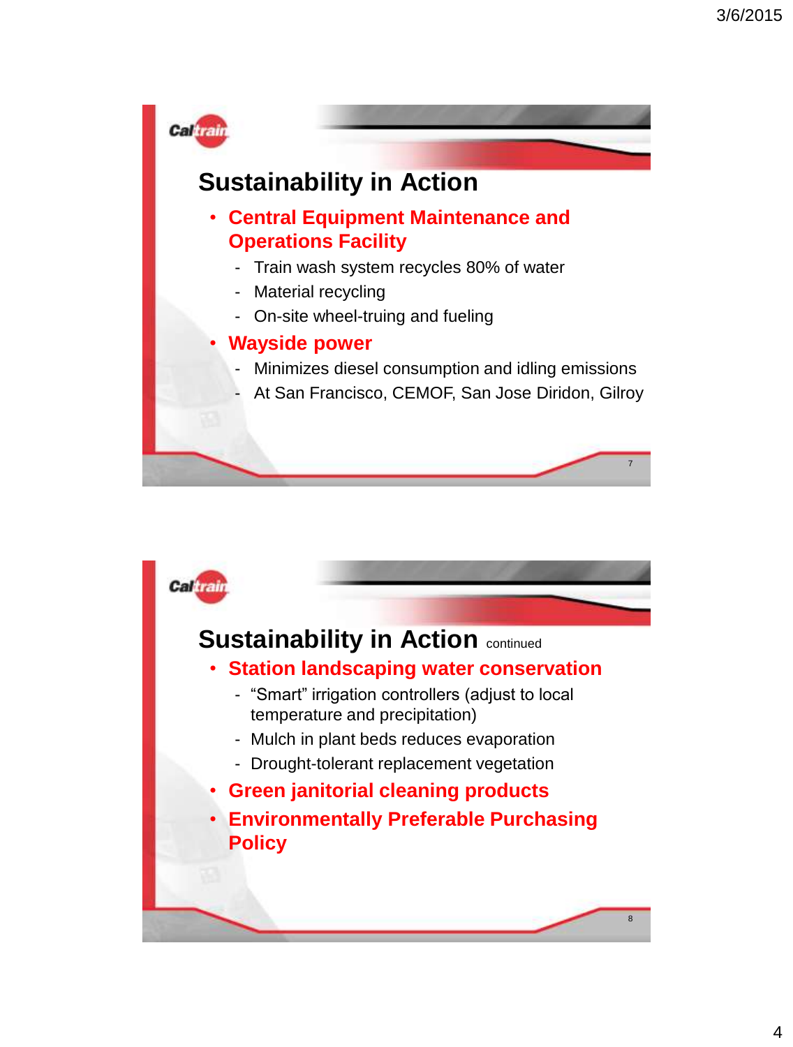## Sustainability in Action

- **Central Equipment Maintenance and Operations Facility**
  - Train wash system recycles 80% of water
  - Material recycling
  - On-site wheel-truing and fueling
- **Wayside power**
  - Minimizes diesel consumption and idling emissions
  - At San Francisco, CEMOF, San Jose Diridon, Gilroy

## Sustainability in Action continued

- **Station landscaping water conservation**
  - "Smart" irrigation controllers (adjust to local temperature and precipitation)
  - Mulch in plant beds reduces evaporation
  - Drought-tolerant replacement vegetation
- **Green janitorial cleaning products**
- **Environmentally Preferable Purchasing Policy**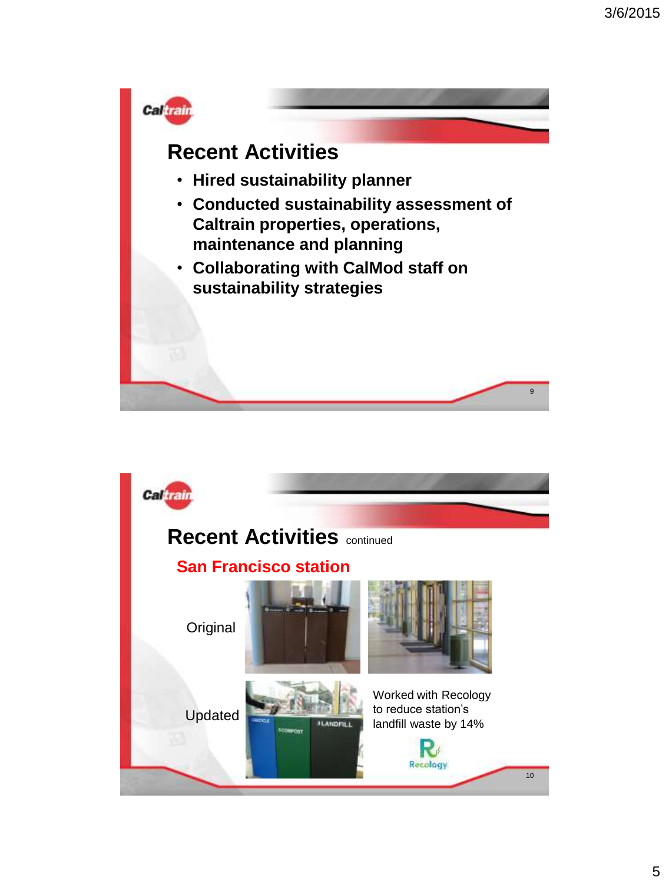## Recent Activities

- **Hired sustainability planner**
- **Conducted sustainability assessment of Caltrain properties, operations, maintenance and planning**
- **Collaborating with CalMod staff on sustainability strategies**

## Recent Activities continued

### San Francisco station

Original

Updated

Worked with Recology to reduce station's landfill waste by 14%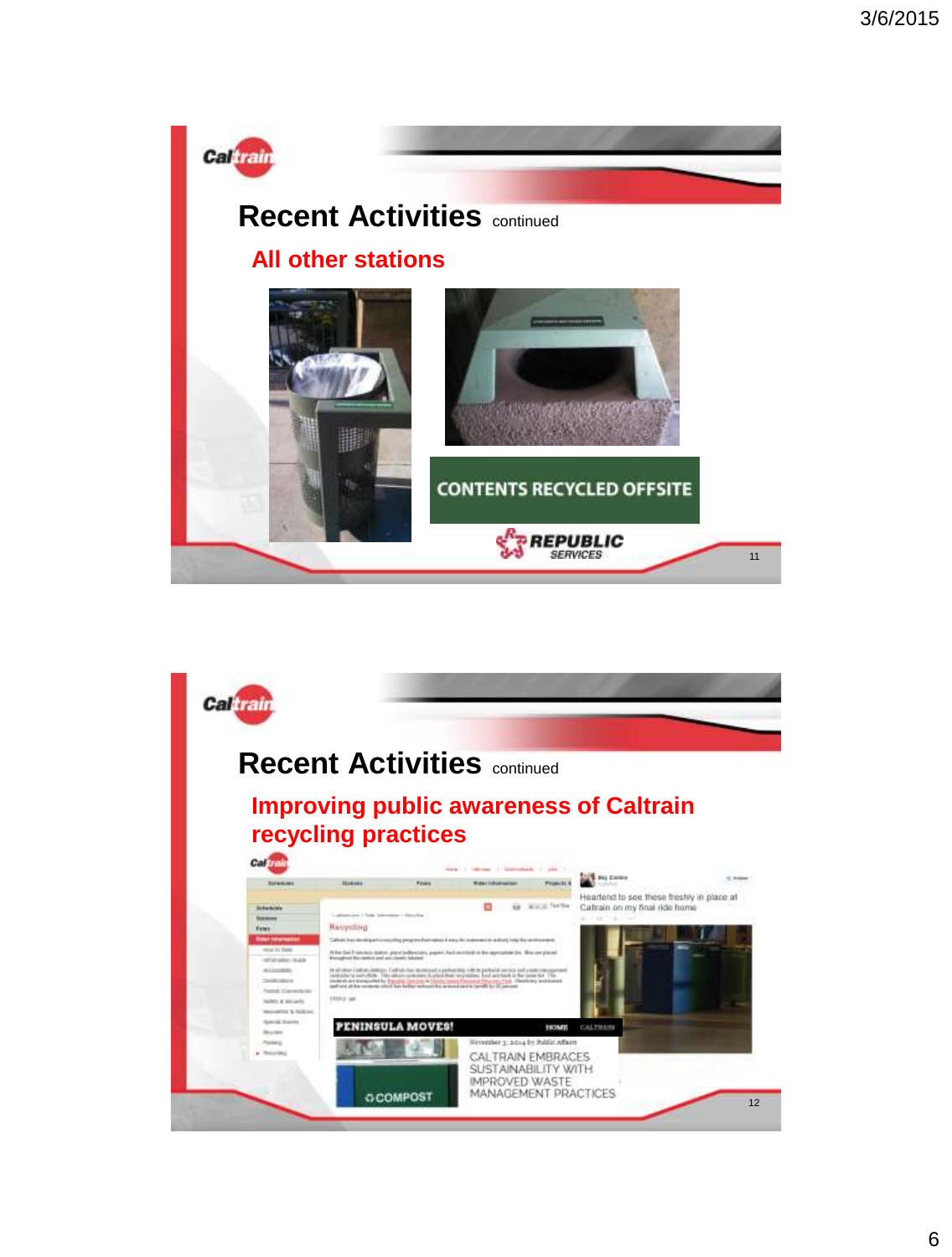## Recent Activities continued

### All other stations

CONTENTS RECYCLED OFFSITE

REPUBLIC SERVICES

## Recent Activities continued

### Improving public awareness of Caltrain recycling practices

Heartend to see these freshly in place at Caltrain on my final ride home

PENINSULA MOVES!

CALTRAIN EMBRACES SUSTAINABILITY WITH IMPROVED WASTE MANAGEMENT PRACTICES

COMPOST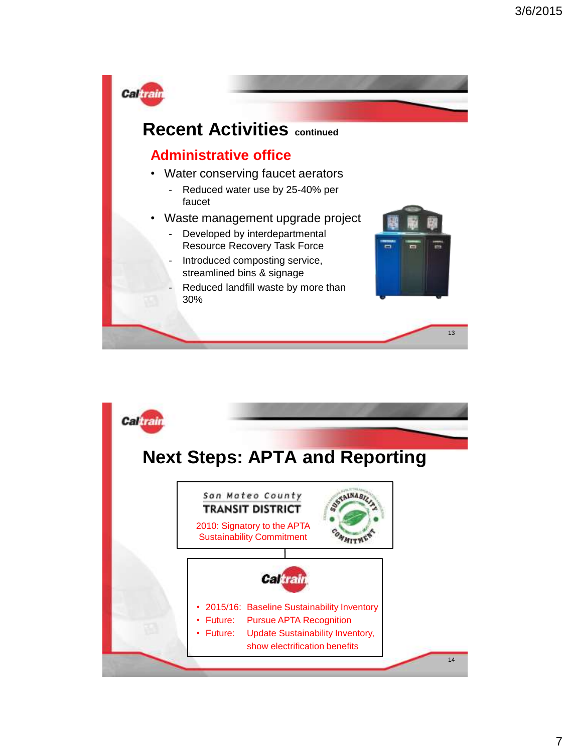## Recent Activities continued

### Administrative office

- Water conserving faucet aerators
  - Reduced water use by 25-40% per faucet
- Waste management upgrade project
  - Developed by interdepartmental Resource Recovery Task Force
  - Introduced composting service, streamlined bins & signage
  - Reduced landfill waste by more than 30%

## Next Steps: APTA and Reporting

San Mateo County TRANSIT DISTRICT

2010: Signatory to the APTA Sustainability Commitment

Caltrain

- 2015/16: Baseline Sustainability Inventory
- Future: Pursue APTA Recognition
- Future: Update Sustainability Inventory, show electrification benefits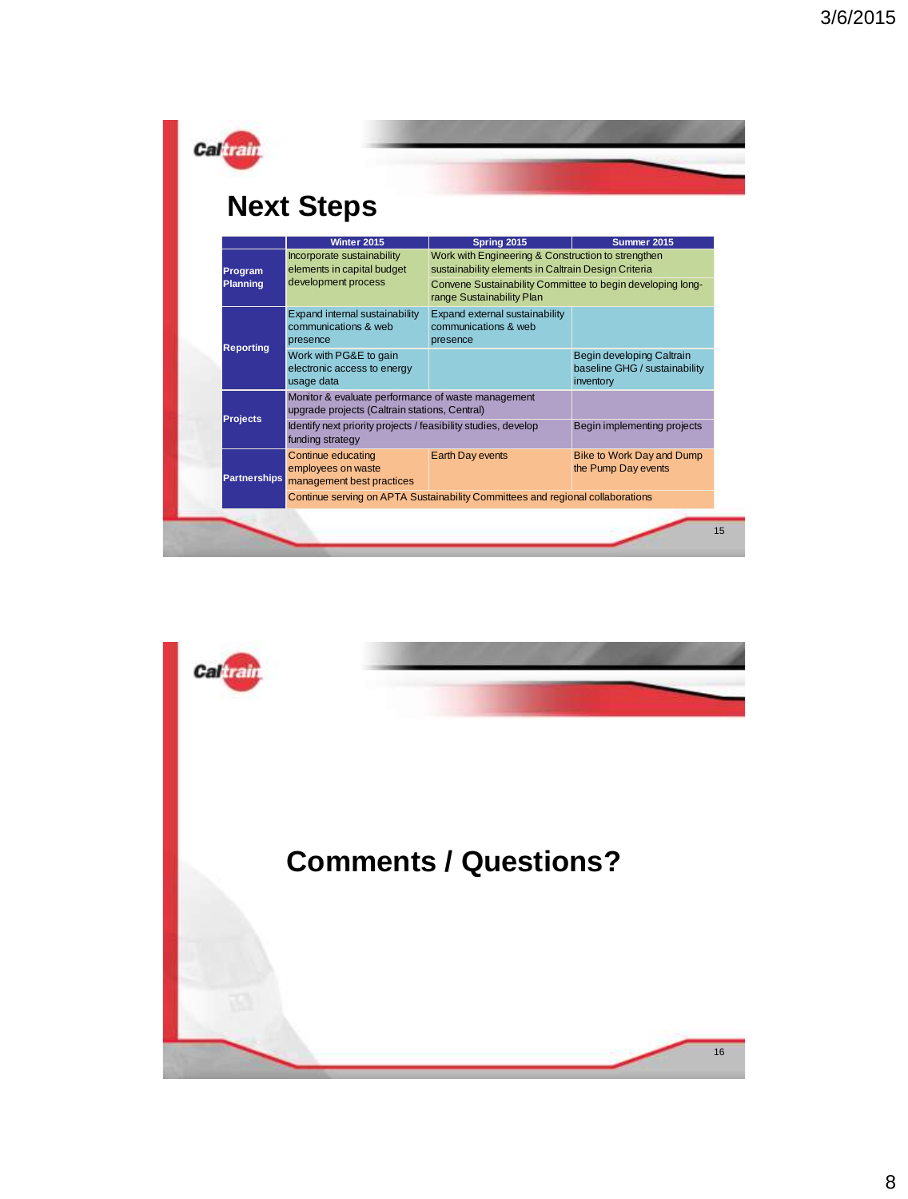## Next Steps

| | Winter 2015 | Spring 2015 | Summer 2015 |
|---|---|---|---|
| Program Planning | Incorporate sustainability elements in capital budget development process | Work with Engineering & Construction to strengthen sustainability elements in Caltrain Design Criteria | |
| | | Convene Sustainability Committee to begin developing long-range Sustainability Plan | |
| Reporting | Expand internal sustainability communications & web presence | Expand external sustainability communications & web presence | |
| | Work with PG&E to gain electronic access to energy usage data | | Begin developing Caltrain baseline GHG / sustainability inventory |
| Projects | Monitor & evaluate performance of waste management upgrade projects (Caltrain stations, Central) | | |
| | Identify next priority projects / feasibility studies, develop funding strategy | | Begin implementing projects |
| Partnerships | Continue educating employees on waste management best practices | Earth Day events | Bike to Work Day and Dump the Pump Day events |
| | Continue serving on APTA Sustainability Committees and regional collaborations | | |

## Comments / Questions?